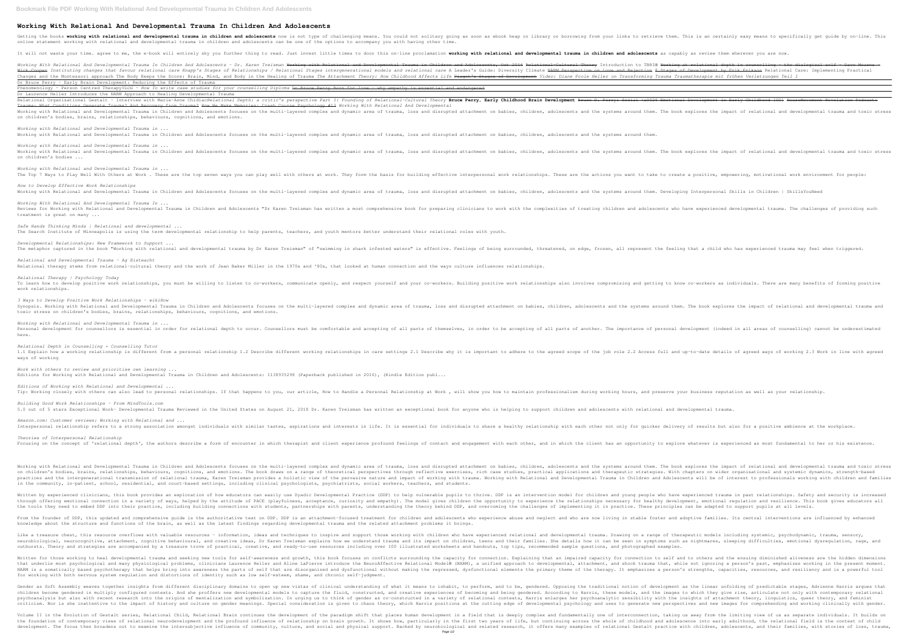# Working With Relational And Developmental Trauma In Children And Adolescents

Getting the books **working with relational and developmental trauma in children and adolescents** now is not type of challenging means. You could not solitary going as soon as ebook heap or library or borrowing from your links to retrieve them. This is an certainly easy means to specifically get guide by on-line. This online statement working with relational and developmental trauma in children and adolescents can be one of the options to accompany you with having other time.

It will not waste your time. agree to me, the e-book will entirely sky you further thing to read. Just invest little times to door this on-line proclamation **working with relational and developmental trauma in children and adolescents** as capably as review them wherever you are now.

*Working With Relational And Developmental Trauma In Children And Adolescents - Dr. Karen Treisman* Working with Relational and Developmental Trauma in Children and Adolescents, Oct 2016 Relational-Cultural Theory Introduction to TBRI® Working at relational depth in counselling - the dialogical self - Dave Mearns - Mick Cooper *Instituting changes that favour relational care Knapp's Stages of Relationships / Relational Stages intergenerational models and relational care* A Leader's Guide: Diversity Climate NARM Perspective on Love and Rejection 8 Stages of Development by Erik Erikson Relational Care: Implementing Practical Changes and the Montessori approach The Body Keeps the Score: Brain, Mind, and Body in the Healing of Trauma *The Attachment Theory: How Childhood Affects Life* Piaget's Stages of Development *Video: Diane Poole Heller on Transforming Trauma Traumatherapie mit frühen Verletzungen Teil 1*

Dr Bruce Perry - Early Brain Development: Reducing the Effects of Trauma

Phenomenology - Person Centred Therapy*VLOG - How To write case studies for your counselling Diploma* Dr Bruce Perry Born for love - why empathy is essential and endangered

Dr Laurence Heller Introduces the NARM Approach to Healing Developmental Trauma

Relational Organisational Gestalt - Interview with Marie-Anne Chidiac*Relational Depth: a critic's perspective Part 1: Founding of Relational-Cultural Theory* **Bruce Perry, Early Childhood Brain Development** Bruce D. Perry: Social \u0026 Emotional Development in Early Childhood [CC] NeuroMovement Revolution Podcast: Trauma- What Conditions Generate Trauma? And Recovery from Trauma? How We Make Memories: Crash Course Psychology #13 *Working With Relational And Developmental*

Working with Relational and Developmental Trauma in Children and Adolescents focuses on the multi-layered complex and dynamic area of trauma, loss and disrupted attachment on babies, children, adolescents and the systems around them. The book explores the impact of relational and developmental trauma and toxic stress on children's bodies, brains, relationships, behaviours, cognitions, and emotions.

*Working with Relational and Developmental Trauma in ...*

Working with Relational and Developmental Trauma in Children and Adolescents focuses on the multi-layered complex and dynamic area of trauma, loss and disrupted attachment on babies, children, adolescents and the systems around them.

*Working with Relational and Developmental Trauma in ...*

Working with Relational and Developmental Trauma in Children and Adolescents focuses on the multi-layered complex and dynamic area of trauma, loss and disrupted attachment on babies, children, adolescents and the systems around them. The book explores the impact of relational and developmental trauma and toxic stress on children's bodies ...

*Working with Relational and Developmental Trauma in ...*

The Top 7 Ways to Play Well With Others at Work . These are the top seven ways you can play well with others at work. They form the basis for building effective interpersonal work relationships. These are the actions you want to take to create a positive, empowering, motivational work environment for people:

*How to Develop Effective Work Relationships*

Working with Relational and Developmental Trauma in Children and Adolescents focuses on the multi-layered complex and dynamic area of trauma, loss and disrupted attachment on babies, children, adolescents and the systems around them. Developing Interpersonal Skills in Children | SkillsYouNeed

*Working With Relational And Developmental Trauma In ...*

Reviews for Working with Relational and Developmental Trauma in Children and Adolescents "Dr Karen Treisman has written a most comprehensive book for preparing clinicians to work with the complexities of treating children and adolescents who have experienced developmental trauma. The challenges of providing such treatment is great on many ...

*Safe Hands Thinking Minds | Relational and developmental ...*

The Search Institute of Minneapolis is using the term developmental relationship to help parents, teachers, and youth mentors better understand their relational roles with youth.

*Developmental Relationships: New Framework to Support ...*

The metaphor captured in the book "Working with relational and developmental trauma by Dr Karen Treisman" of "swimming in shark infested waters" is effective. Feelings of being surrounded, threatened, on edge, frozen, all represent the feeling that a child who has experienced trauma may feel when triggered.

*Relational and Developmental Trauma - Ag Eisteacht*

Relational therapy stems from relational-cultural theory and the work of Jean Baker Miller in the 1970s and '80s, that looked at human connection and the ways culture influences relationships.

*Relational Therapy | Psychology Today*

To learn how to develop positive work relationships, you must be willing to listen to co-workers, communicate openly, and respect yourself and your co-workers. Building positive work relationships also involves compromising and getting to know co-workers as individuals. There are many benefits of forming positive work relationships.

*3 Ways to Develop Positive Work Relationships - wikiHow*

Synopsis. Working with Relational and Developmental Trauma in Children and Adolescents focuses on the multi-layered complex and dynamic area of trauma, loss and disrupted attachment on babies, children, adolescents and the systems around them. The book explores the impact of relational and developmental trauma and toxic stress on children's bodies, brains, relationships, behaviours, cognitions, and emotions.

*Working with Relational and Developmental Trauma in ...*

Personal development for counsellors is essential in order for relational depth to occur. Counsellors must be comfortable and accepting of all parts of themselves, in order to be accepting of all parts of another. The importance of personal development (indeed in all areas of counselling) cannot be underestimated here.

*Relational Depth in Counselling • Counselling Tutor*

1.1 Explain how a working relationship is different from a personal relationship 1.2 Describe different working relationships in care settings 2.1 Describe why it is important to adhere to the agreed scope of the job role 2.2 Access full and up-to-date details of agreed ways of working 2.3 Work in line with agreed ways of working

*Work with others to review and prioritise own learning ...*

Editions for Working with Relational and Developmental Trauma in Children and Adolescents: 1138935298 (Paperback published in 2016), (Kindle Edition publ...

*Editions of Working with Relational and Developmental ...*

Tip: Working closely with others can also lead to personal relationships. If that happens to you, our article, How to Handle a Personal Relationship at Work , will show you how to maintain professionalism during working hours, and preserve your business reputation as well as your relationship.

*Building Good Work Relationships - From MindTools.com*

5.0 out of 5 stars Exceptional Work- Developmental Trauma Reviewed in the United States on August 21, 2018 Dr. Karen Treisman has written an exceptional book for anyone who is helping to support children and adolescents with relational and developmental trauma.

*Amazon.com: Customer reviews: Working with Relational and ...*

Interpersonal relationship refers to a strong association amongst individuals with similar tastes, aspirations and interests in life. It is essential for individuals to share a healthy relationship with each other not only for quicker delivery of results but also for a positive ambience at the workplace.

*Theories of Interpersonal Relationship*

Focusing on the concept of 'relational depth', the authors describe a form of encounter in which therapist and client experience profound feelings of contact and engagement with each other, and in which the client has an opportunity to explore whatever is experienced as most fundamental to her or his existence.

Working with Relational and Developmental Trauma in Children and Adolescents focuses on the multi-layered complex and dynamic area of trauma, loss and disrupted attachment on babies, children, adolescents and the systems around them. The book explores the impact of relational and developmental trauma and toxic stress on children's bodies, brains, relationships, behaviours, cognitions, and emotions. The book draws on a range of theoretical perspectives through reflective exercises, rich case studies, practical applications and therapeutic strategies. With chapters on wider organisational and systemic dynamics, strength-based practices and the intergenerational transmission of relational trauma, Karen Treisman provides a holistic view of the pervasive nature and impact of working with trauma. Working with Relational and Developmental Trauma in Children and Adolescents will be of interest to professionals working with children and families in the community, in-patient, school, residential, and court-based settings, including clinical psychologists, psychiatrists, social workers, teachers, and students.

Written by experienced clinicians, this book provides an exploration of how educators can easily use Dyadic Developmental Practice (DDP) to help vulnerable pupils to thrive. DDP is an intervention model for children and young people who have experienced trauma in past relationships. Safety and security is increased through offering emotional connection in a variety of ways, helped by the attitude of PACE (playfulness, acceptance, curiosity and empathy). The model gives children the opportunity to experience the relationships necessary for healthy development, emotional regulation and resilience. This book gives educators all the tools they need to embed DDP into their practice, including building connections with students, partnerships with parents, understanding the theory behind DDP, and overcoming the challenges of implementing it in practice. These principles can be adapted to support pupils at all levels.

From the founder of DDP, this updated and comprehensive guide is the authoritative text on DDP. DDP is an attachment-focused treatment for children and adolescents who experience abuse and neglect and who are now living in stable foster and adoptive families. Its central interventions are influenced by enhanced knowledge about the structure and functions of the brain, as well as the latest findings regarding developmental trauma and the related attachment problems it brings.

Like a treasure chest, this resource overflows with valuable resources - information, ideas and techniques to inspire and support those working with children who have experienced relational and developmental trauma. Drawing on a range of therapeutic models including systemic, psychodynamic, trauma, sensory, neurobiological, neurocognitive, attachment, cognitive behavioural, and creative ideas, Dr Karen Treisman explains how we understand trauma and its impact on children, teens and their families. She details how it can be seen in symptoms such as nightmares, sleeping difficulties, emotional dysregulation, rage, and outbursts. Theory and strategies are accompanied by a treasure trove of practical, creative, and ready-to-use resources including over 100 illustrated worksheets and handouts, top tips, recommended sample questions, and photographed examples.

Written for those working to heal developmental trauma and seeking new tools for self-awareness and growth, this book focuses on conflicts surrounding the capacity for connection. Explaining that an impaired capacity for connection to self and to others and the ensuing diminished aliveness are the hidden dimensions that underlie most psychological and many physiological problems, clinicians Laurence Heller and Aline LaPierre introduce the NeuroAffective Relational Model® (NARM), a unified approach to developmental, attachment, and shock trauma that, while not ignoring a person's past, emphasizes working in the present moment. NARM is a somatically based psychotherapy that helps bring into awareness the parts of self that are disorganized and dysfunctional without making the regressed, dysfunctional elements the primary theme of the therapy. It emphasizes a person's strengths, capacities, resources, and resiliency and is a powerful tool for working with both nervous system regulation and distortions of identity such as low self-esteem, shame, and chronic self-judgment.

Gender as Soft Assembly weaves together insights from different disciplinary domains to open up new vistas of clinical understanding of what it means to inhabit, to perform, and to be, gendered. Opposing the traditional notion of development as the linear unfolding of predictable stages, Adrienne Harris argues that children become gendered in multiply configured contexts. And she proffers new developmental models to capture the fluid, constructed, and creative experiences of becoming and being gendered. According to Harris, these models, and the images to which they give rise, articulate not only with contemporary relational psychoanalysis but also with recent research into the origins of mentalization and symbolization. In urging us to think of gender as co-constructed in a variety of relational contexts, Harris enlarges her psychoanalytic sensibility with the insights of attachment theory, linguistics, queer theory, and feminist criticism. Nor is she inattentive to the impact of history and culture on gender meanings. Special consideration is given to chaos theory, which Harris positions at the cutting edge of developmental psychology and uses to generate new perspectives and new images for comprehending and working clinically with gender.

Volume II in the Evolution of Gestalt series, Relational Child, Relational Brain continues the development of the paradigm shift that places human development in a field that is deeply complex and fundamentally one of interconnection, taking us away from the limiting view of us as separate individuals. It builds on the foundation of contemporary views of relational neurodevelopment and the profound influence of relationship on brain growth. It shows how, particularly in the first two years of life, but continuing across the whole of childhood and adolescence into early adulthood, the relational field is the context of child development. The focus then broadens out to examine the intersubjective influence of community, culture, and social and physical support. Backed by neurobiological and related research, it offers many examples of relational Gestalt practice with children, adolescents, and their families, with stories of loss, trauma,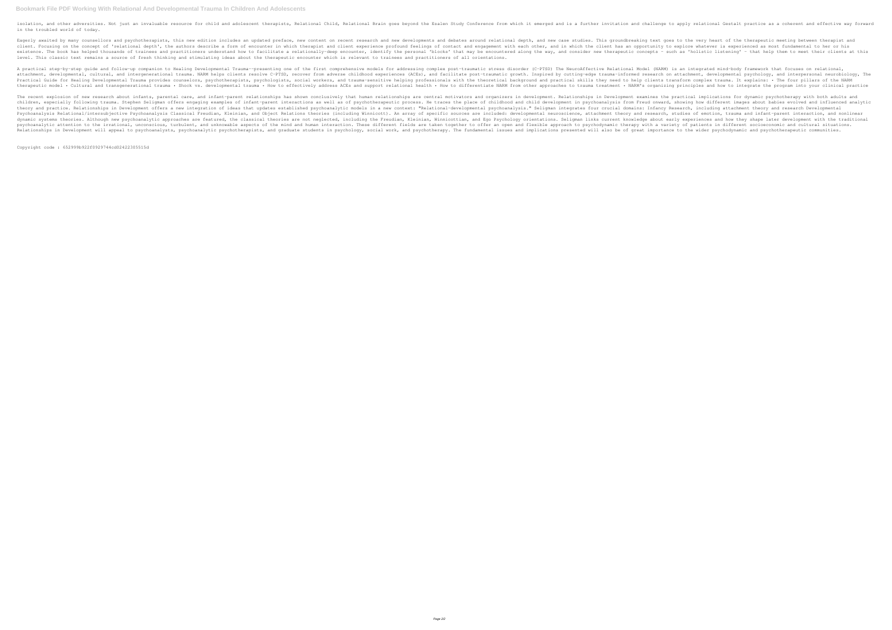isolation, and other adversities. Not just an invaluable resource for child and adolescent therapists, Relational Child, Relational Brain goes beyond the Esalen Study Conference from which it emerged and is a further invitation and challenge to apply relational Gestalt practice as a coherent and effective way forward in the troubled world of today.

Eagerly awaited by many counsellors and psychotherapists, this new edition includes an updated preface, new content on recent research and new developments and debates around relational depth, and new case studies. This groundbreaking text goes to the very heart of the therapeutic meeting between therapist and client. Focusing on the concept of 'relational depth', the authors describe a form of encounter in which therapist and client experience profound feelings of contact and engagement with each other, and in which the client has an opportunity to explore whatever is experienced as most fundamental to her or his existence. The book has helped thousands of trainees and practitioners understand how to facilitate a relationally-deep encounter, identify the personal 'blocks' that may be encountered along the way, and consider new therapeutic concepts - such as 'holistic listening' - that help them to meet their clients at this level. This classic text remains a source of fresh thinking and stimulating ideas about the therapeutic encounter which is relevant to trainees and practitioners of all orientations.

A practical step-by-step guide and follow-up companion to Healing Developmental Trauma--presenting one of the first comprehensive models for addressing complex post-traumatic stress disorder (C-PTSD) The NeuroAffective Relational Model (NARM) is an integrated mind-body framework that focuses on relational, attachment, developmental, cultural, and intergenerational trauma. NARM helps clients resolve C-PTSD, recover from adverse childhood experiences (ACEs), and facilitate post-traumatic growth. Inspired by cutting-edge trauma-informed research on attachment, developmental psychology, and interpersonal neurobiology, The Practical Guide for Healing Developmental Trauma provides counselors, psychotherapists, psychologists, social workers, and trauma-sensitive helping professionals with the theoretical background and practical skills they need to help clients transform complex trauma. It explains: • The four pillars of the NARM therapeutic model • Cultural and transgenerational trauma • Shock vs. developmental trauma • How to effectively address ACEs and support relational health • How to differentiate NARM from other approaches to trauma treatment • NARM's organizing principles and how to integrate the program into your clinical practice

The recent explosion of new research about infants, parental care, and infant-parent relationships has shown conclusively that human relationships are central motivators and organizers in development. Relationships in Development examines the practical implications for dynamic psychotherapy with both adults and children, especially following trauma. Stephen Seligman offers engaging examples of infant-parent interactions as well as of psychotherapeutic process. He traces the place of childhood and child development in psychoanalysis from Freud onward, showing how different images about babies evolved and influenced analytic theory and practice. Relationships in Development offers a new integration of ideas that updates established psychoanalytic models in a new context: "Relational-developmental psychoanalysis." Seligman integrates four crucial domains: Infancy Research, including attachment theory and research Developmental Psychoanalysis Relational/Intersubjective Psychoanalysis Classical Freudian, Kleinian, and Object Relations theories (including Winnicott). An array of specific sources are included: developmental neuroscience, attachment theory and research, studies of emotion, trauma and infant-parent interaction, and nonlinear dynamic systems theories. Although new psychoanalytic approaches are featured, the classical theories are not neglected, including the Freudian, Kleinian, Winnicottian, and Ego Psychology orientations. Seligman links current knowledge about early experiences and how they shape later development with the traditional psychoanalytic attention to the irrational, unconscious, turbulent, and unknowable aspects of the mind and human interaction. These different fields are taken together to offer an open and flexible approach to psychodynamic therapy with a variety of patients in different socioeconomic and cultural situations. Relationships in Development will appeal to psychoanalysts, psychoanalytic psychotherapists, and graduate students in psychology, social work, and psychotherapy. The fundamental issues and implications presented will also be of great importance to the wider psychodynamic and psychotherapeutic communities.

Copyright code : 652999b922f0929744cd02422305515d